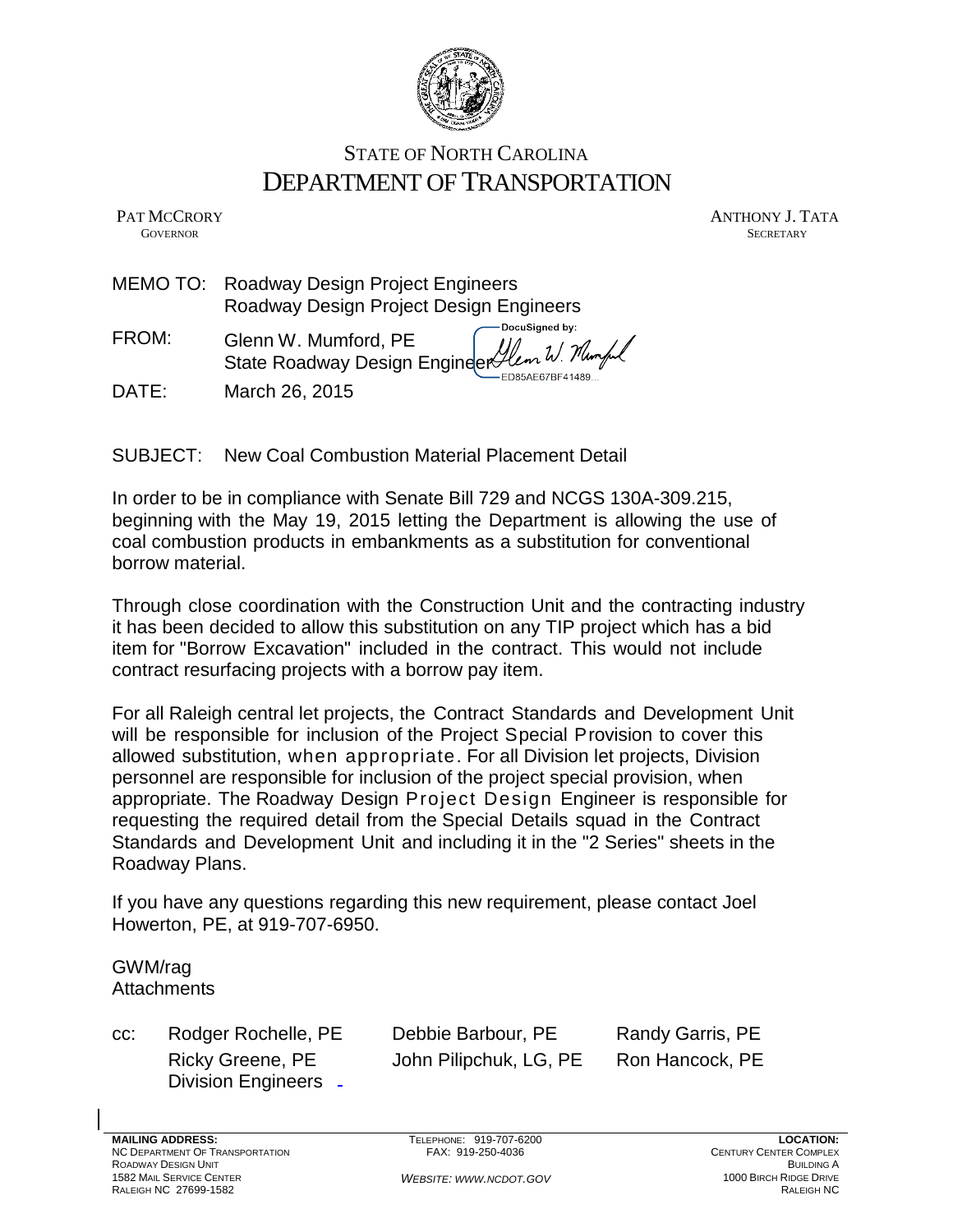STATE OF NORTH CAROLINA
# DEPARTMENT OF TRANSPORTATION

PAT MCCRORY
GOVERNOR

ANTHONY J. TATA
SECRETARY

MEMO TO: Roadway Design Project Engineers
Roadway Design Project Design Engineers

FROM: Glenn W. Mumford, PE
State Roadway Design Engineer

DocuSigned by: Glenn W. Mumford
ED85AE67BF41489...

DATE: March 26, 2015

SUBJECT: New Coal Combustion Material Placement Detail

In order to be in compliance with Senate Bill 729 and NCGS 130A-309.215, beginning with the May 19, 2015 letting the Department is allowing the use of coal combustion products in embankments as a substitution for conventional borrow material.

Through close coordination with the Construction Unit and the contracting industry it has been decided to allow this substitution on any TIP project which has a bid item for "Borrow Excavation" included in the contract. This would not include contract resurfacing projects with a borrow pay item.

For all Raleigh central let projects, the Contract Standards and Development Unit will be responsible for inclusion of the Project Special Provision to cover this allowed substitution, when appropriate. For all Division let projects, Division personnel are responsible for inclusion of the project special provision, when appropriate. The Roadway Design Project Design Engineer is responsible for requesting the required detail from the Special Details squad in the Contract Standards and Development Unit and including it in the "2 Series" sheets in the Roadway Plans.

If you have any questions regarding this new requirement, please contact Joel Howerton, PE, at 919-707-6950.

GWM/rag
Attachments

cc: Rodger Rochelle, PE; Debbie Barbour, PE; Randy Garris, PE; Ricky Greene, PE; John Pilipchuk, LG, PE; Ron Hancock, PE; Division Engineers

**MAILING ADDRESS:**
NC DEPARTMENT OF TRANSPORTATION
ROADWAY DESIGN UNIT
1582 MAIL SERVICE CENTER
RALEIGH NC 27699-1582

TELEPHONE: 919-707-6200
FAX: 919-250-4036

*WEBSITE: WWW.NCDOT.GOV*

**LOCATION:**
CENTURY CENTER COMPLEX
BUILDING A
1000 BIRCH RIDGE DRIVE
RALEIGH NC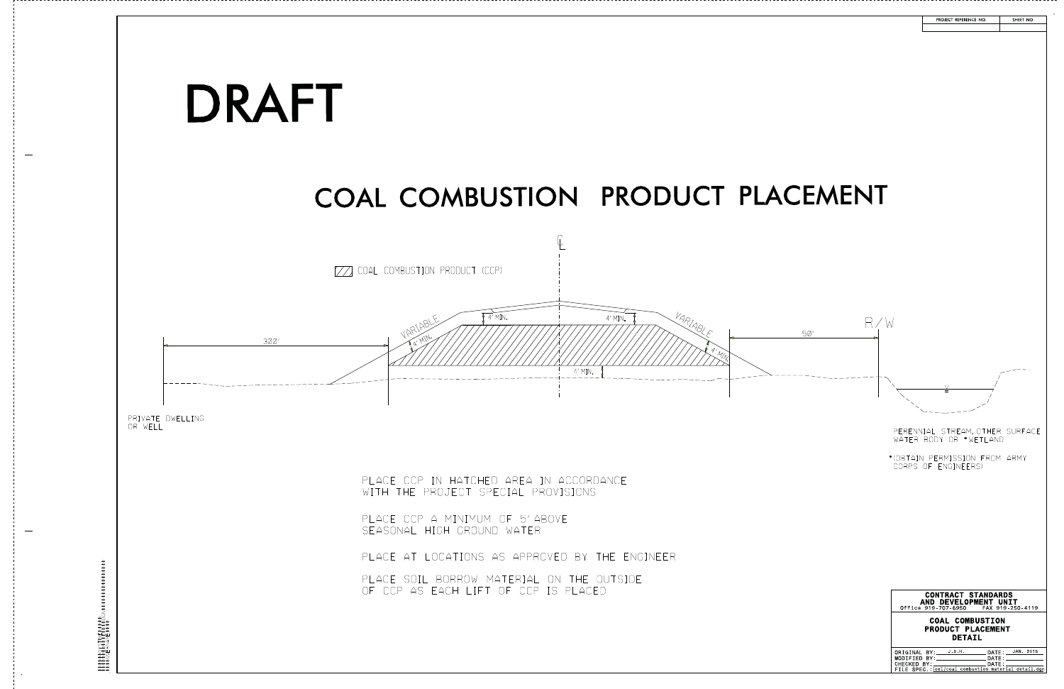| PROJECT REFERENCE NO. | SHEET NO. |
|---|---|
| | |

# DRAFT

# COAL COMBUSTION PRODUCT PLACEMENT

℄

▨ COAL COMBUSTION PRODUCT (CCP)

VARIABLE

4' MIN.

4' MIN.

4' MIN.

VARIABLE

4' MIN.

4' MIN.

300'

50'

R/W

PRIVATE DWELLING OR WELL

PERENNIAL STREAM, OTHER SURFACE WATER BODY OR *WETLAND

*(OBTAIN PERMISSION FROM ARMY CORPS OF ENGINEERS)

PLACE CCP IN HATCHED AREA IN ACCORDANCE WITH THE PROJECT SPECIAL PROVISIONS

PLACE CCP A MINIMUM OF 5' ABOVE SEASONAL HIGH GROUND WATER

PLACE AT LOCATIONS AS APPROVED BY THE ENGINEER

PLACE SOIL BORROW MATERIAL ON THE OUTSIDE OF CCP AS EACH LIFT OF CCP IS PLACED

**CONTRACT STANDARDS AND DEVELOPMENT UNIT**
Office 919-707-6950 FAX 919-250-4119

**COAL COMBUSTION PRODUCT PLACEMENT DETAIL**

ORIGINAL BY: J.S.H. DATE: JAN. 2015
MODIFIED BY: DATE:
CHECKED BY: DATE:
FILE SPEC.: cel/coal combustion material detail.dgn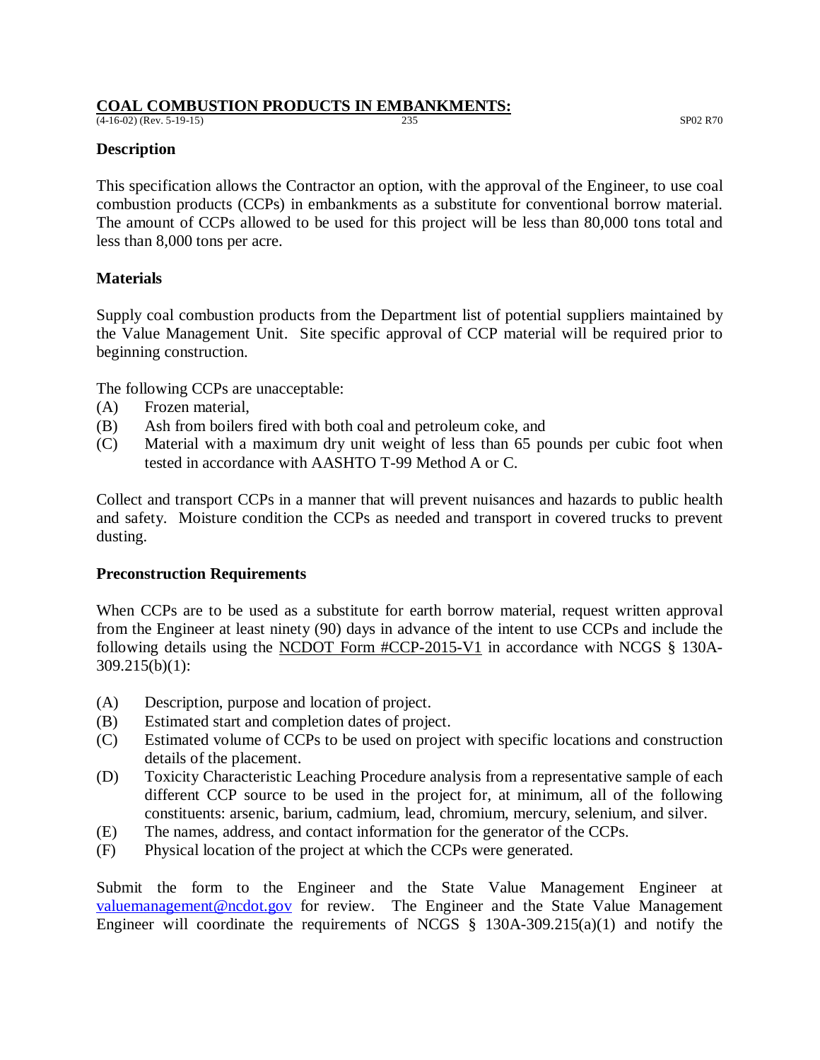## COAL COMBUSTION PRODUCTS IN EMBANKMENTS:

(4-16-02) (Rev. 5-19-15) 235 SP02 R70

### Description

This specification allows the Contractor an option, with the approval of the Engineer, to use coal combustion products (CCPs) in embankments as a substitute for conventional borrow material. The amount of CCPs allowed to be used for this project will be less than 80,000 tons total and less than 8,000 tons per acre.

### Materials

Supply coal combustion products from the Department list of potential suppliers maintained by the Value Management Unit. Site specific approval of CCP material will be required prior to beginning construction.

The following CCPs are unacceptable:

(A) Frozen material,
(B) Ash from boilers fired with both coal and petroleum coke, and
(C) Material with a maximum dry unit weight of less than 65 pounds per cubic foot when tested in accordance with AASHTO T-99 Method A or C.

Collect and transport CCPs in a manner that will prevent nuisances and hazards to public health and safety. Moisture condition the CCPs as needed and transport in covered trucks to prevent dusting.

### Preconstruction Requirements

When CCPs are to be used as a substitute for earth borrow material, request written approval from the Engineer at least ninety (90) days in advance of the intent to use CCPs and include the following details using the NCDOT Form #CCP-2015-V1 in accordance with NCGS § 130A-309.215(b)(1):

(A) Description, purpose and location of project.
(B) Estimated start and completion dates of project.
(C) Estimated volume of CCPs to be used on project with specific locations and construction details of the placement.
(D) Toxicity Characteristic Leaching Procedure analysis from a representative sample of each different CCP source to be used in the project for, at minimum, all of the following constituents: arsenic, barium, cadmium, lead, chromium, mercury, selenium, and silver.
(E) The names, address, and contact information for the generator of the CCPs.
(F) Physical location of the project at which the CCPs were generated.

Submit the form to the Engineer and the State Value Management Engineer at valuemanagement@ncdot.gov for review. The Engineer and the State Value Management Engineer will coordinate the requirements of NCGS § 130A-309.215(a)(1) and notify the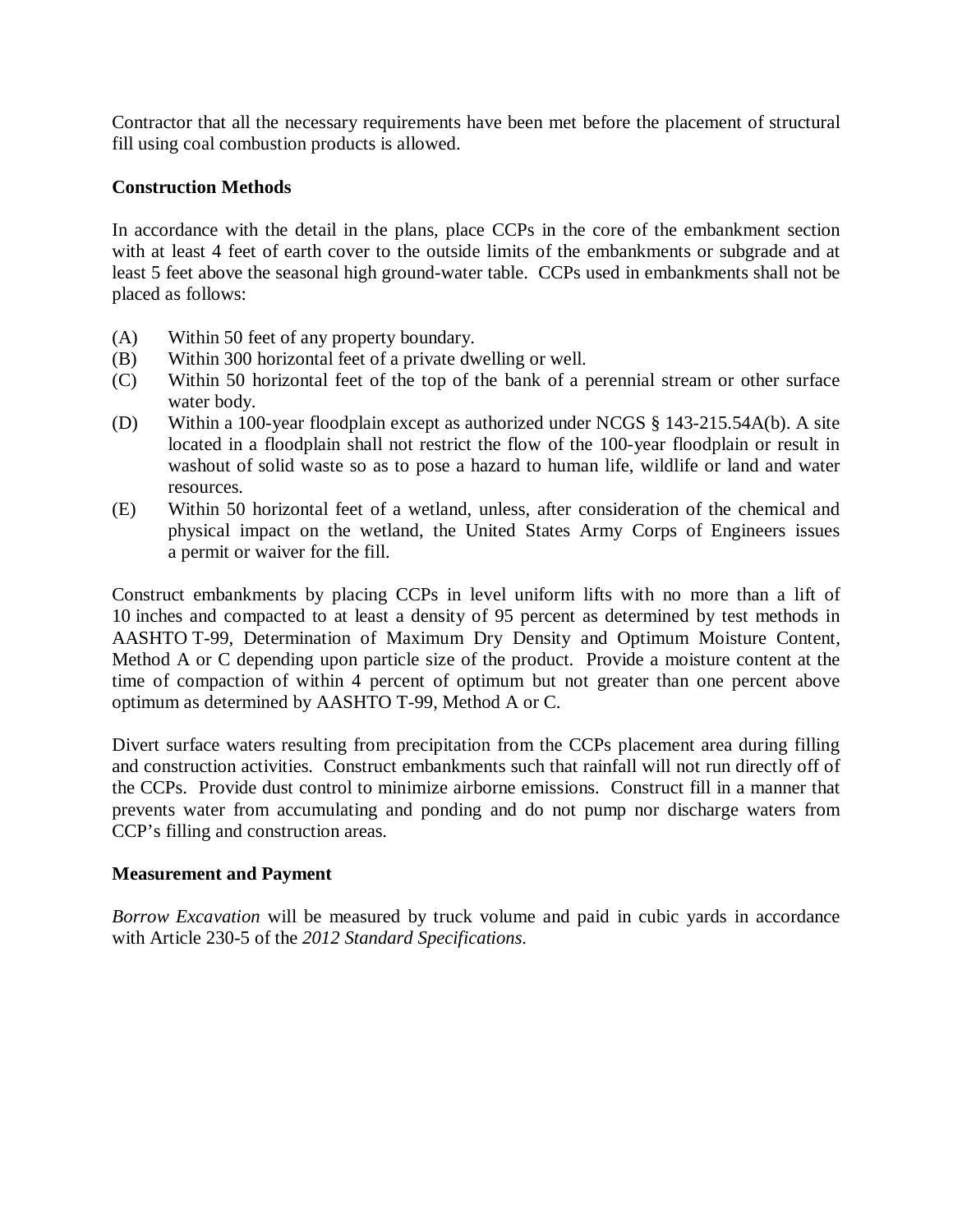Contractor that all the necessary requirements have been met before the placement of structural fill using coal combustion products is allowed.

**Construction Methods**

In accordance with the detail in the plans, place CCPs in the core of the embankment section with at least 4 feet of earth cover to the outside limits of the embankments or subgrade and at least 5 feet above the seasonal high ground-water table. CCPs used in embankments shall not be placed as follows:

(A) Within 50 feet of any property boundary.
(B) Within 300 horizontal feet of a private dwelling or well.
(C) Within 50 horizontal feet of the top of the bank of a perennial stream or other surface water body.
(D) Within a 100-year floodplain except as authorized under NCGS § 143-215.54A(b). A site located in a floodplain shall not restrict the flow of the 100-year floodplain or result in washout of solid waste so as to pose a hazard to human life, wildlife or land and water resources.
(E) Within 50 horizontal feet of a wetland, unless, after consideration of the chemical and physical impact on the wetland, the United States Army Corps of Engineers issues a permit or waiver for the fill.

Construct embankments by placing CCPs in level uniform lifts with no more than a lift of 10 inches and compacted to at least a density of 95 percent as determined by test methods in AASHTO T-99, Determination of Maximum Dry Density and Optimum Moisture Content, Method A or C depending upon particle size of the product. Provide a moisture content at the time of compaction of within 4 percent of optimum but not greater than one percent above optimum as determined by AASHTO T-99, Method A or C.

Divert surface waters resulting from precipitation from the CCPs placement area during filling and construction activities. Construct embankments such that rainfall will not run directly off of the CCPs. Provide dust control to minimize airborne emissions. Construct fill in a manner that prevents water from accumulating and ponding and do not pump nor discharge waters from CCP's filling and construction areas.

**Measurement and Payment**

*Borrow Excavation* will be measured by truck volume and paid in cubic yards in accordance with Article 230-5 of the *2012 Standard Specifications*.